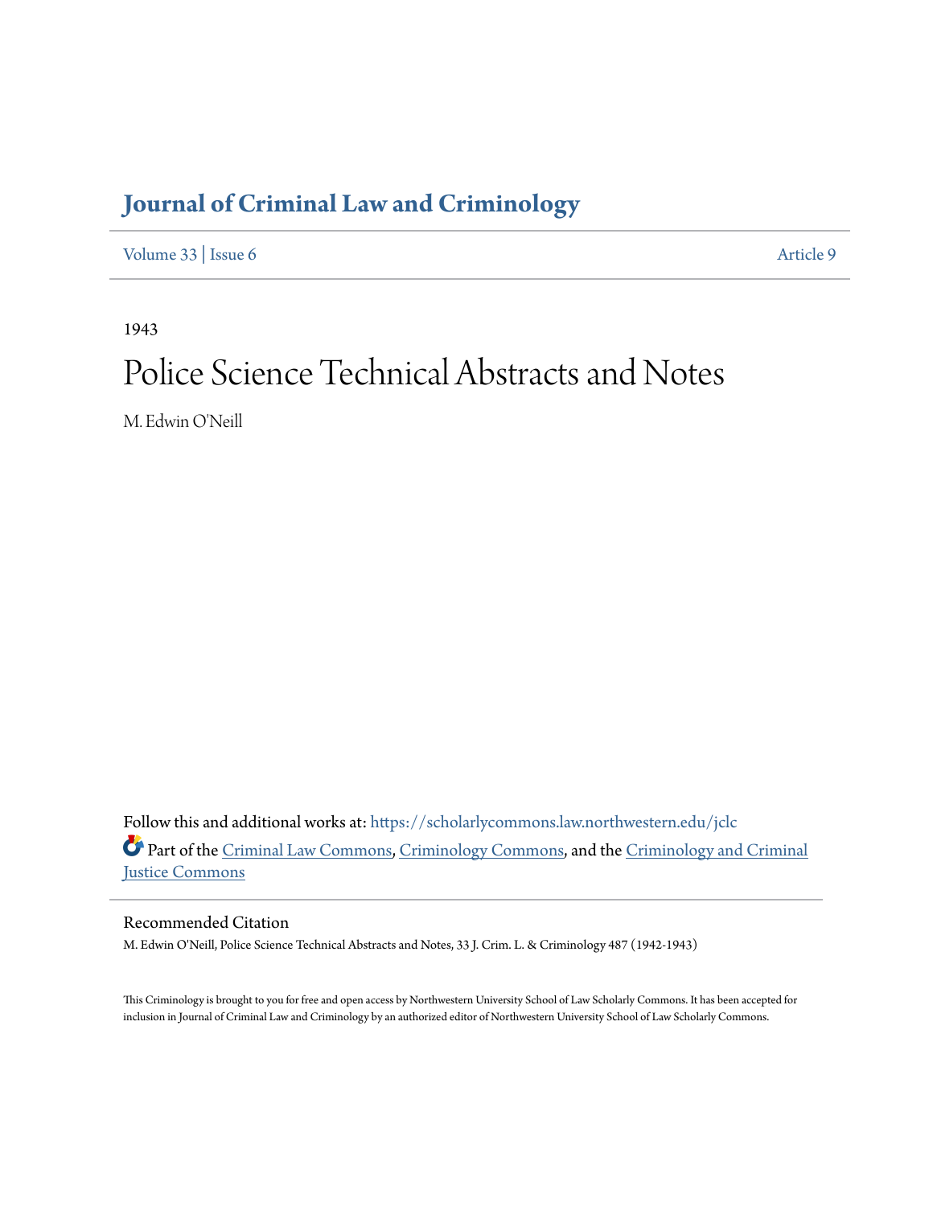# Journal of Criminal Law and Criminology

Volume 33 | Issue 6 Article 9

1943

## Police Science Technical Abstracts and Notes

M. Edwin O'Neill

Follow this and additional works at: https://scholarlycommons.law.northwestern.edu/jclc

Part of the Criminal Law Commons, Criminology Commons, and the Criminology and Criminal Justice Commons

### Recommended Citation

M. Edwin O'Neill, Police Science Technical Abstracts and Notes, 33 J. Crim. L. & Criminology 487 (1942-1943)

This Criminology is brought to you for free and open access by Northwestern University School of Law Scholarly Commons. It has been accepted for inclusion in Journal of Criminal Law and Criminology by an authorized editor of Northwestern University School of Law Scholarly Commons.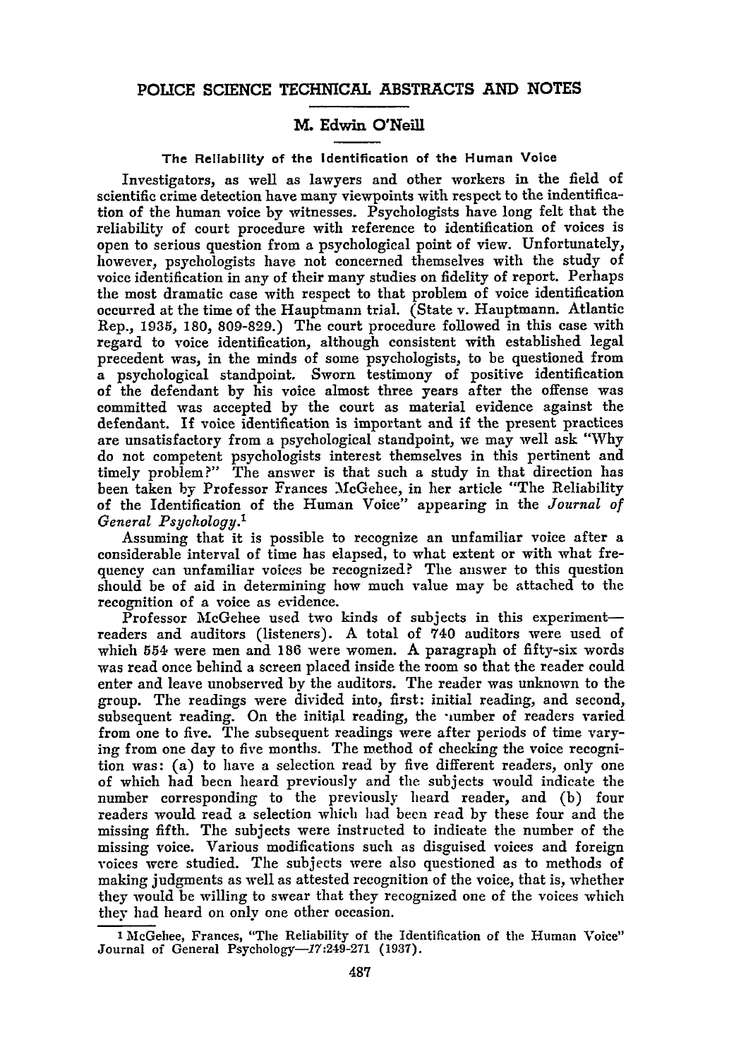# POLICE SCIENCE TECHNICAL ABSTRACTS AND NOTES

## M. Edwin O'Neill

### The Reliability of the Identification of the Human Voice

Investigators, as well as lawyers and other workers in the field of scientific crime detection have many viewpoints with respect to the indentification of the human voice by witnesses. Psychologists have long felt that the reliability of court procedure with reference to identification of voices is open to serious question from a psychological point of view. Unfortunately, however, psychologists have not concerned themselves with the study of voice identification in any of their many studies on fidelity of report. Perhaps the most dramatic case with respect to that problem of voice identification occurred at the time of the Hauptmann trial. (State v. Hauptmann. Atlantic Rep., 1935, 180, 809-829.) The court procedure followed in this case with regard to voice identification, although consistent with established legal precedent was, in the minds of some psychologists, to be questioned from a psychological standpoint. Sworn testimony of positive identification of the defendant by his voice almost three years after the offense was committed was accepted by the court as material evidence against the defendant. If voice identification is important and if the present practices are unsatisfactory from a psychological standpoint, we may well ask "Why do not competent psychologists interest themselves in this pertinent and timely problem?" The answer is that such a study in that direction has been taken by Professor Frances McGehee, in her article "The Reliability of the Identification of the Human Voice" appearing in the *Journal of General Psychology*.[1]

Assuming that it is possible to recognize an unfamiliar voice after a considerable interval of time has elapsed, to what extent or with what frequency can unfamiliar voices be recognized? The answer to this question should be of aid in determining how much value may be attached to the recognition of a voice as evidence.

Professor McGehee used two kinds of subjects in this experiment—readers and auditors (listeners). A total of 740 auditors were used of which 554 were men and 186 were women. A paragraph of fifty-six words was read once behind a screen placed inside the room so that the reader could enter and leave unobserved by the auditors. The reader was unknown to the group. The readings were divided into, first: initial reading, and second, subsequent reading. On the initial reading, the number of readers varied from one to five. The subsequent readings were after periods of time varying from one day to five months. The method of checking the voice recognition was: (a) to have a selection read by five different readers, only one of which had been heard previously and the subjects would indicate the number corresponding to the previously heard reader, and (b) four readers would read a selection which had been read by these four and the missing fifth. The subjects were instructed to indicate the number of the missing voice. Various modifications such as disguised voices and foreign voices were studied. The subjects were also questioned as to methods of making judgments as well as attested recognition of the voice, that is, whether they would be willing to swear that they recognized one of the voices which they had heard on only one other occasion.

---

[1] McGehee, Frances, "The Reliability of the Identification of the Human Voice" Journal of General Psychology—*17*:249-271 (1937).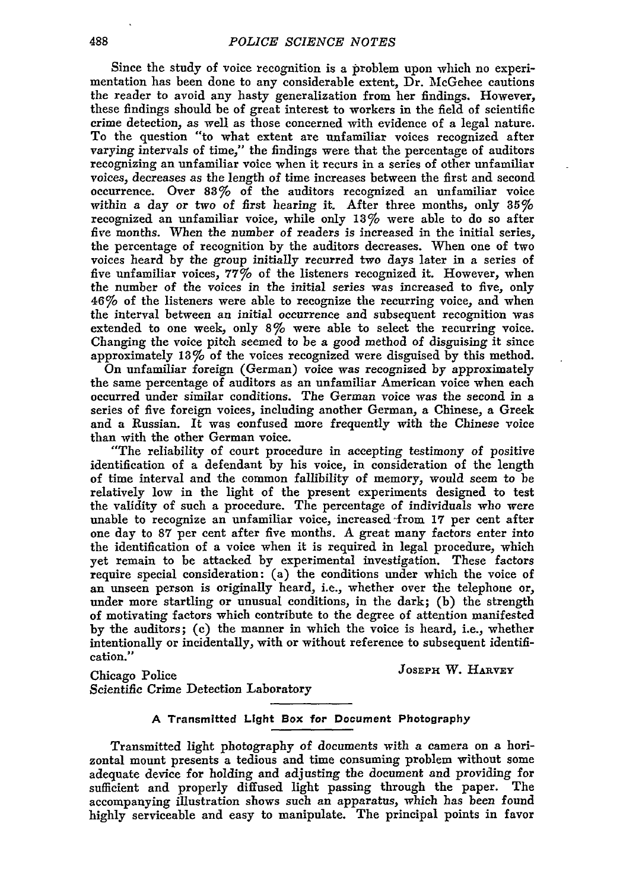Since the study of voice recognition is a problem upon which no experimentation has been done to any considerable extent, Dr. McGehee cautions the reader to avoid any hasty generalization from her findings. However, these findings should be of great interest to workers in the field of scientific crime detection, as well as those concerned with evidence of a legal nature. To the question "to what extent are unfamiliar voices recognized after varying intervals of time," the findings were that the percentage of auditors recognizing an unfamiliar voice when it recurs in a series of other unfamiliar voices, decreases as the length of time increases between the first and second occurrence. Over 83% of the auditors recognized an unfamiliar voice within a day or two of first hearing it. After three months, only 35% recognized an unfamiliar voice, while only 13% were able to do so after five months. When the number of readers is increased in the initial series, the percentage of recognition by the auditors decreases. When one of two voices heard by the group initially recurred two days later in a series of five unfamiliar voices, 77% of the listeners recognized it. However, when the number of the voices in the initial series was increased to five, only 46% of the listeners were able to recognize the recurring voice, and when the interval between an initial occurrence and subsequent recognition was extended to one week, only 8% were able to select the recurring voice. Changing the voice pitch seemed to be a good method of disguising it since approximately 13% of the voices recognized were disguised by this method.

On unfamiliar foreign (German) voice was recognized by approximately the same percentage of auditors as an unfamiliar American voice when each occurred under similar conditions. The German voice was the second in a series of five foreign voices, including another German, a Chinese, a Greek and a Russian. It was confused more frequently with the Chinese voice than with the other German voice.

"The reliability of court procedure in accepting testimony of positive identification of a defendant by his voice, in consideration of the length of time interval and the common fallibility of memory, would seem to be relatively low in the light of the present experiments designed to test the validity of such a procedure. The percentage of individuals who were unable to recognize an unfamiliar voice, increased from 17 per cent after one day to 87 per cent after five months. A great many factors enter into the identification of a voice when it is required in legal procedure, which yet remain to be attacked by experimental investigation. These factors require special consideration: (a) the conditions under which the voice of an unseen person is originally heard, i.e., whether over the telephone or, under more startling or unusual conditions, in the dark; (b) the strength of motivating factors which contribute to the degree of attention manifested by the auditors; (c) the manner in which the voice is heard, i.e., whether intentionally or incidentally, with or without reference to subsequent identification."

JOSEPH W. HARVEY

Chicago Police
Scientific Crime Detection Laboratory

---

### A Transmitted Light Box for Document Photography

Transmitted light photography of documents with a camera on a horizontal mount presents a tedious and time consuming problem without some adequate device for holding and adjusting the document and providing for sufficient and properly diffused light passing through the paper. The accompanying illustration shows such an apparatus, which has been found highly serviceable and easy to manipulate. The principal points in favor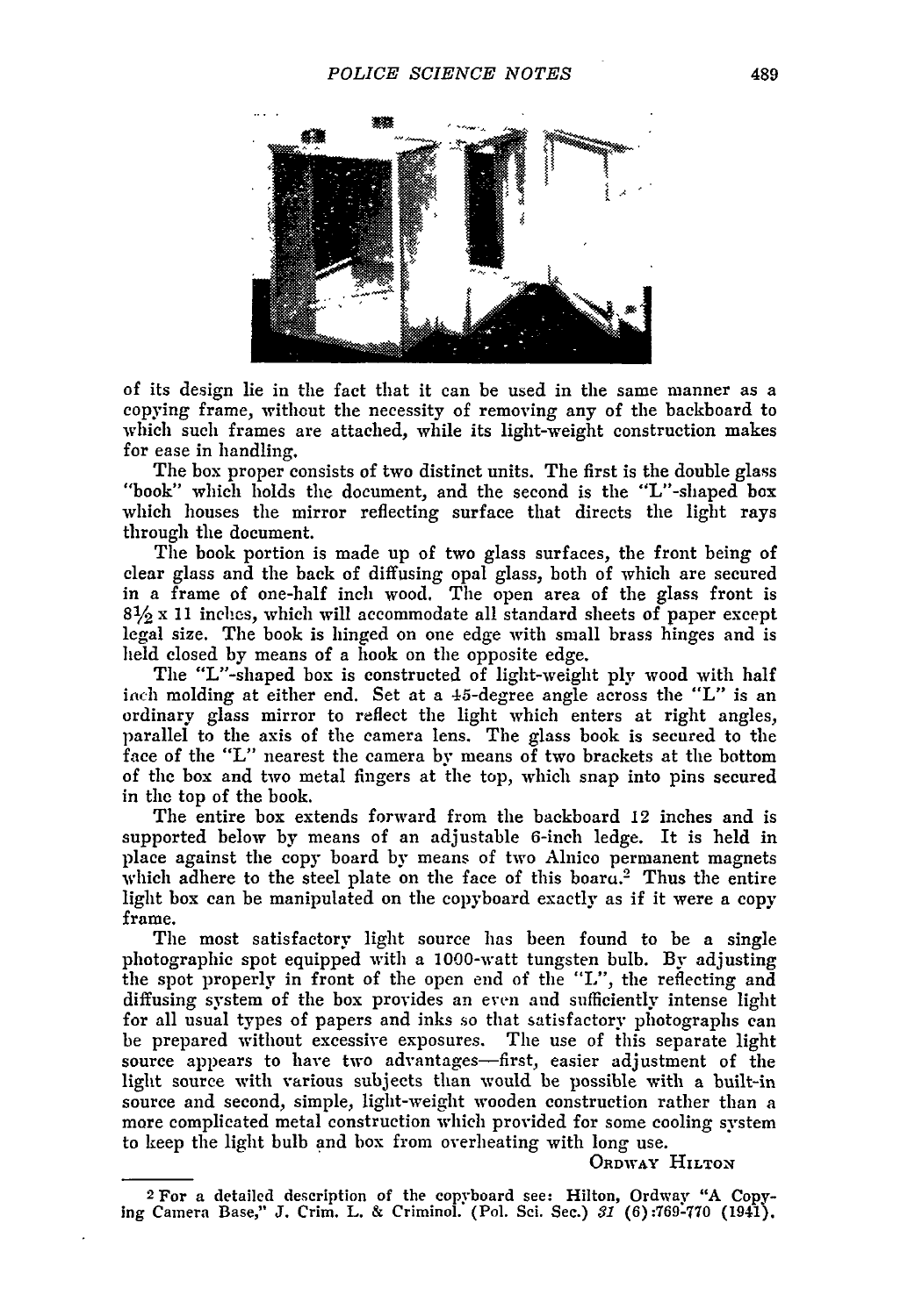of its design lie in the fact that it can be used in the same manner as a copying frame, without the necessity of removing any of the backboard to which such frames are attached, while its light-weight construction makes for ease in handling.

The box proper consists of two distinct units. The first is the double glass "book" which holds the document, and the second is the "L"-shaped box which houses the mirror reflecting surface that directs the light rays through the document.

The book portion is made up of two glass surfaces, the front being of clear glass and the back of diffusing opal glass, both of which are secured in a frame of one-half inch wood. The open area of the glass front is 8½ x 11 inches, which will accommodate all standard sheets of paper except legal size. The book is hinged on one edge with small brass hinges and is held closed by means of a hook on the opposite edge.

The "L"-shaped box is constructed of light-weight ply wood with half inch molding at either end. Set at a 45-degree angle across the "L" is an ordinary glass mirror to reflect the light which enters at right angles, parallel to the axis of the camera lens. The glass book is secured to the face of the "L" nearest the camera by means of two brackets at the bottom of the box and two metal fingers at the top, which snap into pins secured in the top of the book.

The entire box extends forward from the backboard 12 inches and is supported below by means of an adjustable 6-inch ledge. It is held in place against the copy board by means of two Alnico permanent magnets which adhere to the steel plate on the face of this board.[2] Thus the entire light box can be manipulated on the copyboard exactly as if it were a copy frame.

The most satisfactory light source has been found to be a single photographic spot equipped with a 1000-watt tungsten bulb. By adjusting the spot properly in front of the open end of the "L", the reflecting and diffusing system of the box provides an even and sufficiently intense light for all usual types of papers and inks so that satisfactory photographs can be prepared without excessive exposures. The use of this separate light source appears to have two advantages—first, easier adjustment of the light source with various subjects than would be possible with a built-in source and second, simple, light-weight wooden construction rather than a more complicated metal construction which provided for some cooling system to keep the light bulb and box from overheating with long use.

ORDWAY HILTON

---

[2] For a detailed description of the copyboard see: Hilton, Ordway "A Copying Camera Base," J. Crim. L. & Criminol. (Pol. Sci. Sec.) *31* (6):769-770 (1941).